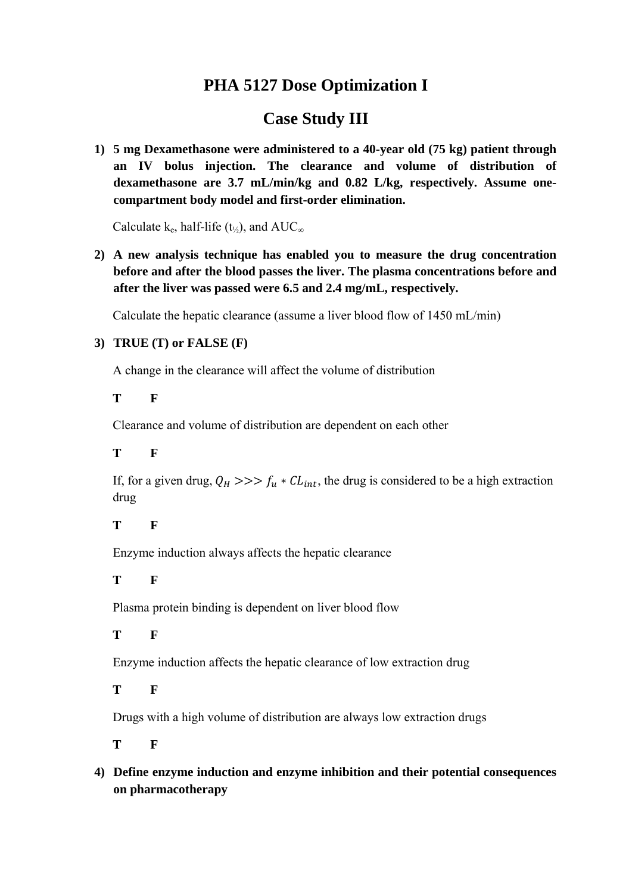# PHA 5127 Dose Optimization I

## Case Study III

1) **5 mg Dexamethasone were administered to a 40-year old (75 kg) patient through an IV bolus injection. The clearance and volume of distribution of dexamethasone are 3.7 mL/min/kg and 0.82 L/kg, respectively. Assume one-compartment body model and first-order elimination.**

   Calculate $k_e$, half-life ($t_{½}$), and $AUC_{\infty}$

2) **A new analysis technique has enabled you to measure the drug concentration before and after the blood passes the liver. The plasma concentrations before and after the liver was passed were 6.5 and 2.4 mg/mL, respectively.**

   Calculate the hepatic clearance (assume a liver blood flow of 1450 mL/min)

3) **TRUE (T) or FALSE (F)**

   A change in the clearance will affect the volume of distribution

   **T F**

   Clearance and volume of distribution are dependent on each other

   **T F**

   If, for a given drug, $Q_H >>> f_u * CL_{int}$, the drug is considered to be a high extraction drug

   **T F**

   Enzyme induction always affects the hepatic clearance

   **T F**

   Plasma protein binding is dependent on liver blood flow

   **T F**

   Enzyme induction affects the hepatic clearance of low extraction drug

   **T F**

   Drugs with a high volume of distribution are always low extraction drugs

   **T F**

4) **Define enzyme induction and enzyme inhibition and their potential consequences on pharmacotherapy**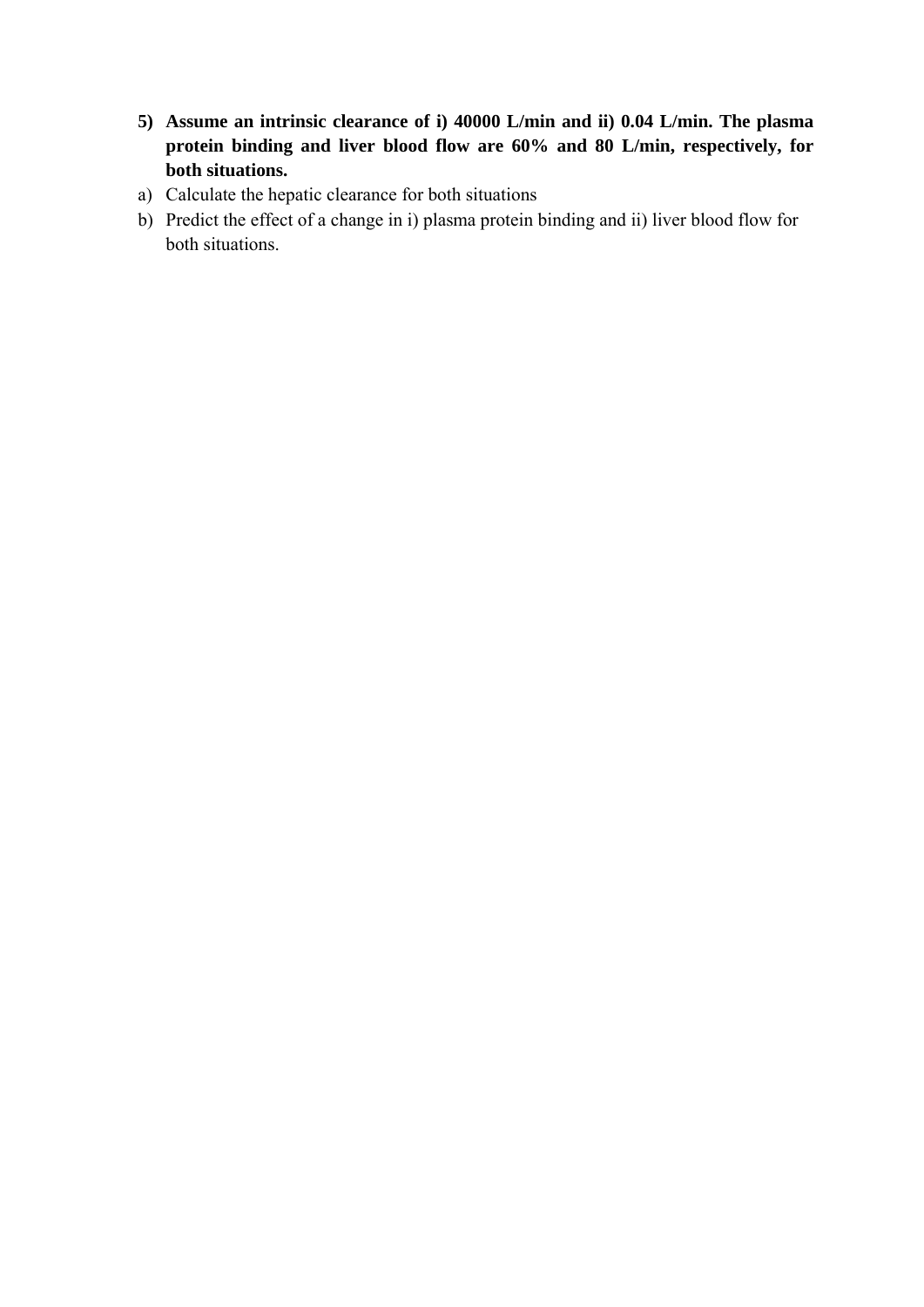**5) Assume an intrinsic clearance of i) 40000 L/min and ii) 0.04 L/min. The plasma protein binding and liver blood flow are 60% and 80 L/min, respectively, for both situations.**

a) Calculate the hepatic clearance for both situations

b) Predict the effect of a change in i) plasma protein binding and ii) liver blood flow for both situations.